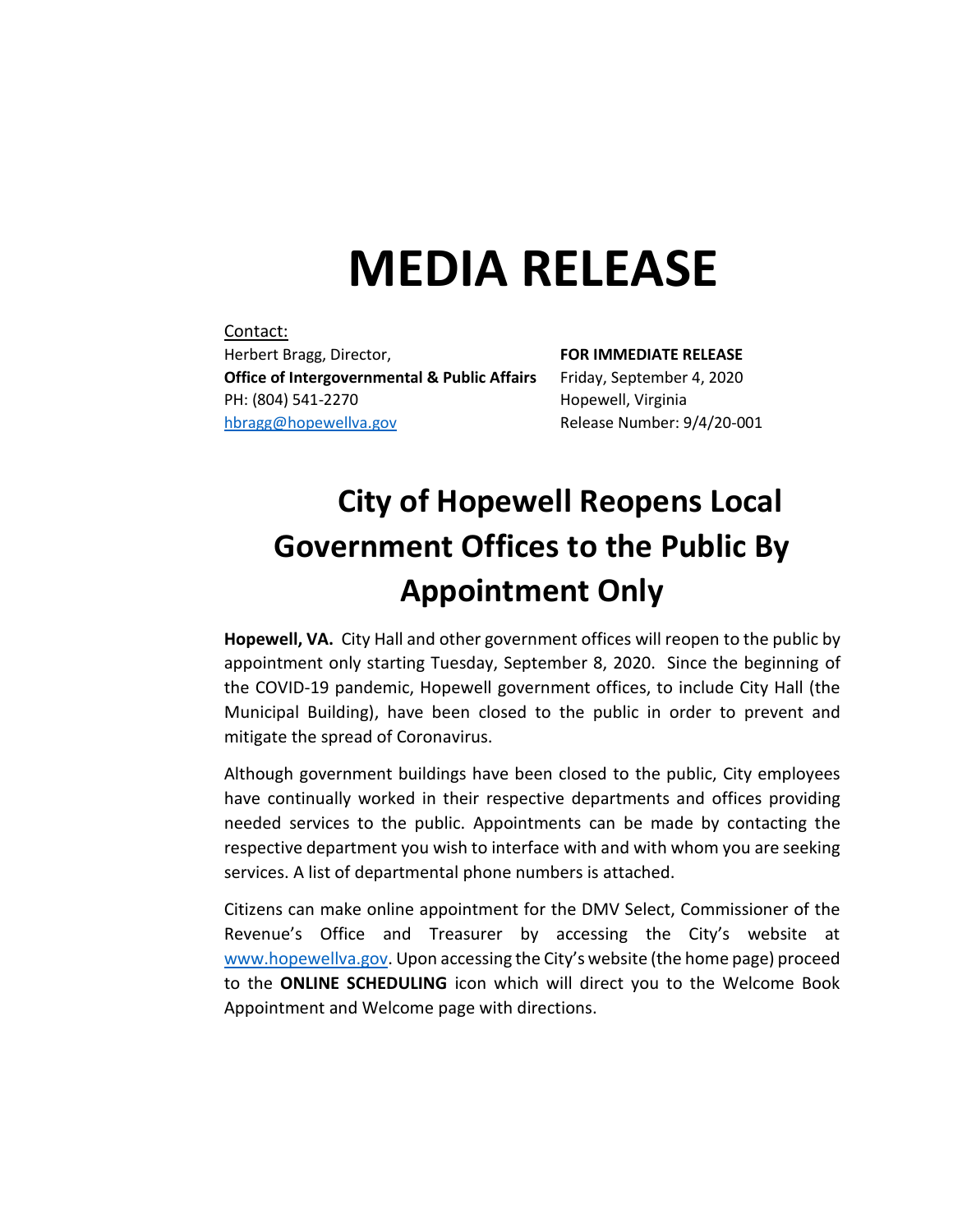# MEDIA RELEASE

Contact:
Herbert Bragg, Director,
**Office of Intergovernmental & Public Affairs**
PH: (804) 541-2270
hbragg@hopewellva.gov

**FOR IMMEDIATE RELEASE**
Friday, September 4, 2020
Hopewell, Virginia
Release Number: 9/4/20-001

## City of Hopewell Reopens Local Government Offices to the Public By Appointment Only

**Hopewell, VA.** City Hall and other government offices will reopen to the public by appointment only starting Tuesday, September 8, 2020. Since the beginning of the COVID-19 pandemic, Hopewell government offices, to include City Hall (the Municipal Building), have been closed to the public in order to prevent and mitigate the spread of Coronavirus.

Although government buildings have been closed to the public, City employees have continually worked in their respective departments and offices providing needed services to the public. Appointments can be made by contacting the respective department you wish to interface with and with whom you are seeking services. A list of departmental phone numbers is attached.

Citizens can make online appointment for the DMV Select, Commissioner of the Revenue's Office and Treasurer by accessing the City's website at www.hopewellva.gov. Upon accessing the City's website (the home page) proceed to the **ONLINE SCHEDULING** icon which will direct you to the Welcome Book Appointment and Welcome page with directions.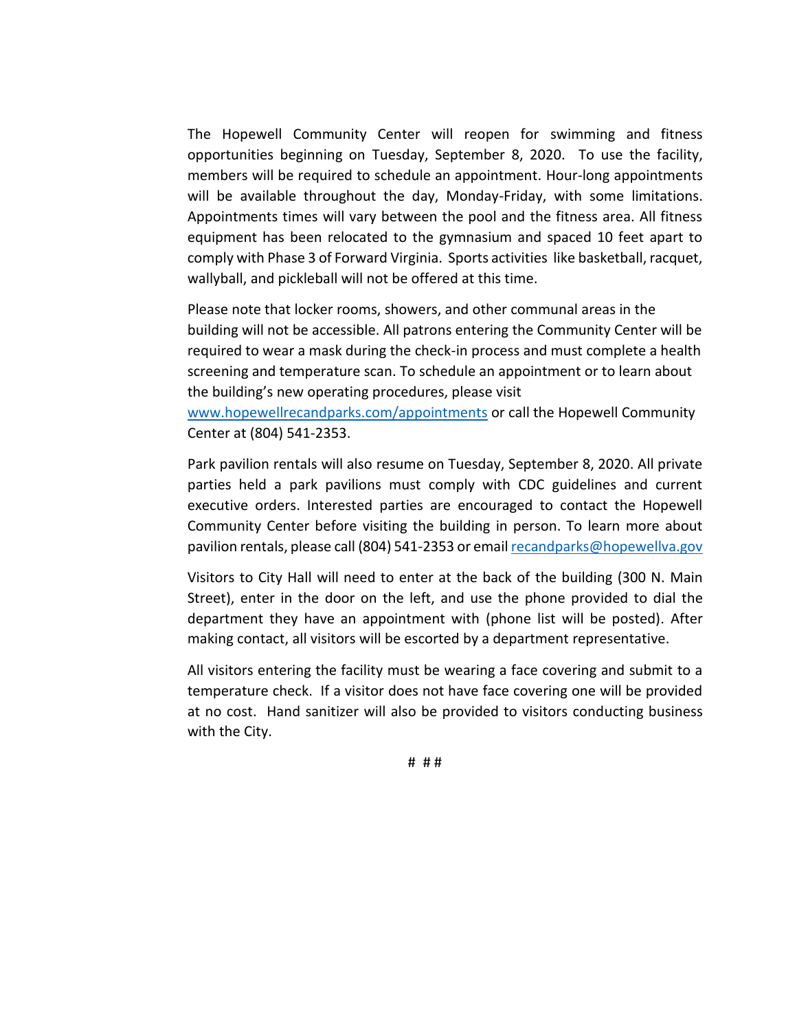The Hopewell Community Center will reopen for swimming and fitness opportunities beginning on Tuesday, September 8, 2020. To use the facility, members will be required to schedule an appointment. Hour-long appointments will be available throughout the day, Monday-Friday, with some limitations. Appointments times will vary between the pool and the fitness area. All fitness equipment has been relocated to the gymnasium and spaced 10 feet apart to comply with Phase 3 of Forward Virginia. Sports activities like basketball, racquet, wallyball, and pickleball will not be offered at this time.

Please note that locker rooms, showers, and other communal areas in the building will not be accessible. All patrons entering the Community Center will be required to wear a mask during the check-in process and must complete a health screening and temperature scan. To schedule an appointment or to learn about the building's new operating procedures, please visit [www.hopewellrecandparks.com/appointments](http://www.hopewellrecandparks.com/appointments) or call the Hopewell Community Center at (804) 541-2353.

Park pavilion rentals will also resume on Tuesday, September 8, 2020. All private parties held a park pavilions must comply with CDC guidelines and current executive orders. Interested parties are encouraged to contact the Hopewell Community Center before visiting the building in person. To learn more about pavilion rentals, please call (804) 541-2353 or email [recandparks@hopewellva.gov](mailto:recandparks@hopewellva.gov)

Visitors to City Hall will need to enter at the back of the building (300 N. Main Street), enter in the door on the left, and use the phone provided to dial the department they have an appointment with (phone list will be posted). After making contact, all visitors will be escorted by a department representative.

All visitors entering the facility must be wearing a face covering and submit to a temperature check. If a visitor does not have face covering one will be provided at no cost. Hand sanitizer will also be provided to visitors conducting business with the City.

# # #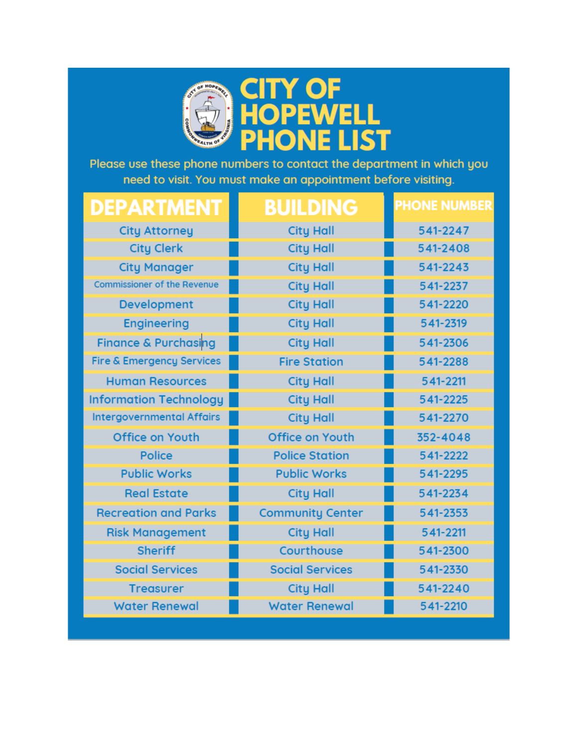# CITY OF HOPEWELL PHONE LIST

Please use these phone numbers to contact the department in which you need to visit. You must make an appointment before visiting.

| DEPARTMENT | BUILDING | PHONE NUMBER |
| --- | --- | --- |
| City Attorney | City Hall | 541-2247 |
| City Clerk | City Hall | 541-2408 |
| City Manager | City Hall | 541-2243 |
| Commissioner of the Revenue | City Hall | 541-2237 |
| Development | City Hall | 541-2220 |
| Engineering | City Hall | 541-2319 |
| Finance & Purchasing | City Hall | 541-2306 |
| Fire & Emergency Services | Fire Station | 541-2288 |
| Human Resources | City Hall | 541-2211 |
| Information Technology | City Hall | 541-2225 |
| Intergovernmental Affairs | City Hall | 541-2270 |
| Office on Youth | Office on Youth | 352-4048 |
| Police | Police Station | 541-2222 |
| Public Works | Public Works | 541-2295 |
| Real Estate | City Hall | 541-2234 |
| Recreation and Parks | Community Center | 541-2353 |
| Risk Management | City Hall | 541-2211 |
| Sheriff | Courthouse | 541-2300 |
| Social Services | Social Services | 541-2330 |
| Treasurer | City Hall | 541-2240 |
| Water Renewal | Water Renewal | 541-2210 |